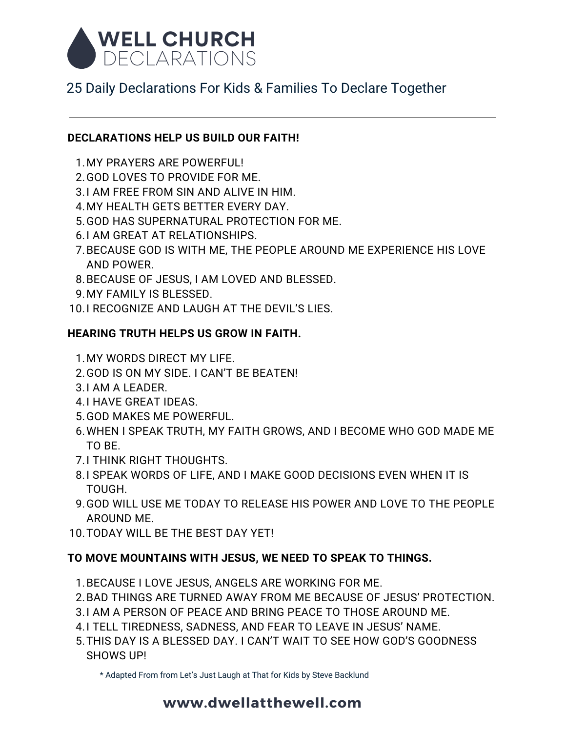# WELL CHURCH DECLARATIONS

## 25 Daily Declarations For Kids & Families To Declare Together

---

**DECLARATIONS HELP US BUILD OUR FAITH!**

1. MY PRAYERS ARE POWERFUL!
2. GOD LOVES TO PROVIDE FOR ME.
3. I AM FREE FROM SIN AND ALIVE IN HIM.
4. MY HEALTH GETS BETTER EVERY DAY.
5. GOD HAS SUPERNATURAL PROTECTION FOR ME.
6. I AM GREAT AT RELATIONSHIPS.
7. BECAUSE GOD IS WITH ME, THE PEOPLE AROUND ME EXPERIENCE HIS LOVE AND POWER.
8. BECAUSE OF JESUS, I AM LOVED AND BLESSED.
9. MY FAMILY IS BLESSED.
10. I RECOGNIZE AND LAUGH AT THE DEVIL'S LIES.

**HEARING TRUTH HELPS US GROW IN FAITH.**

1. MY WORDS DIRECT MY LIFE.
2. GOD IS ON MY SIDE. I CAN'T BE BEATEN!
3. I AM A LEADER.
4. I HAVE GREAT IDEAS.
5. GOD MAKES ME POWERFUL.
6. WHEN I SPEAK TRUTH, MY FAITH GROWS, AND I BECOME WHO GOD MADE ME TO BE.
7. I THINK RIGHT THOUGHTS.
8. I SPEAK WORDS OF LIFE, AND I MAKE GOOD DECISIONS EVEN WHEN IT IS TOUGH.
9. GOD WILL USE ME TODAY TO RELEASE HIS POWER AND LOVE TO THE PEOPLE AROUND ME.
10. TODAY WILL BE THE BEST DAY YET!

**TO MOVE MOUNTAINS WITH JESUS, WE NEED TO SPEAK TO THINGS.**

1. BECAUSE I LOVE JESUS, ANGELS ARE WORKING FOR ME.
2. BAD THINGS ARE TURNED AWAY FROM ME BECAUSE OF JESUS' PROTECTION.
3. I AM A PERSON OF PEACE AND BRING PEACE TO THOSE AROUND ME.
4. I TELL TIREDNESS, SADNESS, AND FEAR TO LEAVE IN JESUS' NAME.
5. THIS DAY IS A BLESSED DAY. I CAN'T WAIT TO SEE HOW GOD'S GOODNESS SHOWS UP!

\* Adapted From from Let's Just Laugh at That for Kids by Steve Backlund

**www.dwellatthewell.com**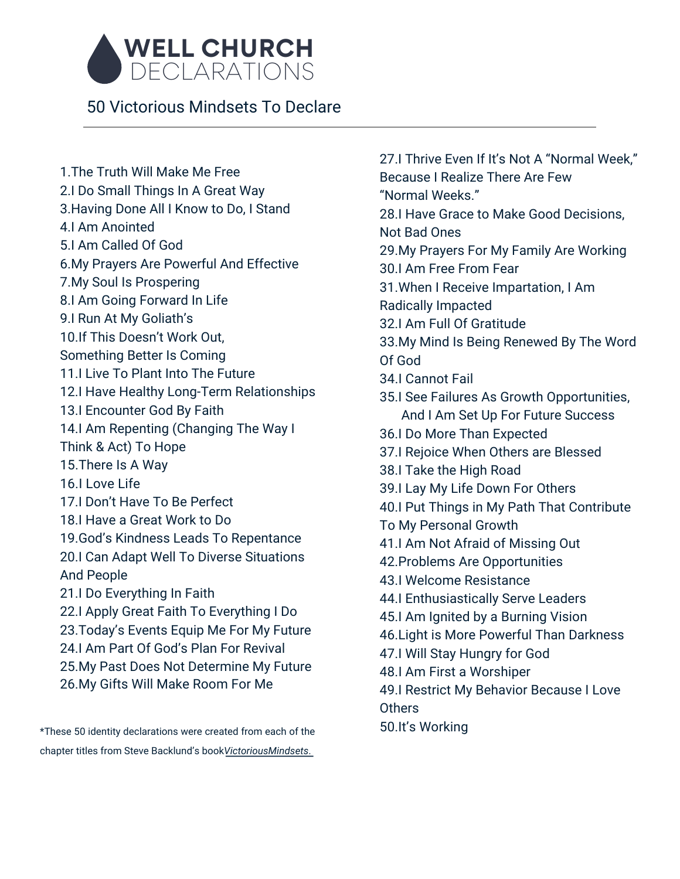# WELL CHURCH DECLARATIONS

## 50 Victorious Mindsets To Declare

1. The Truth Will Make Me Free
2. I Do Small Things In A Great Way
3. Having Done All I Know to Do, I Stand
4. I Am Anointed
5. I Am Called Of God
6. My Prayers Are Powerful And Effective
7. My Soul Is Prospering
8. I Am Going Forward In Life
9. I Run At My Goliath's
10. If This Doesn't Work Out, Something Better Is Coming
11. I Live To Plant Into The Future
12. I Have Healthy Long-Term Relationships
13. I Encounter God By Faith
14. I Am Repenting (Changing The Way I Think & Act) To Hope
15. There Is A Way
16. I Love Life
17. I Don't Have To Be Perfect
18. I Have a Great Work to Do
19. God's Kindness Leads To Repentance
20. I Can Adapt Well To Diverse Situations And People
21. I Do Everything In Faith
22. I Apply Great Faith To Everything I Do
23. Today's Events Equip Me For My Future
24. I Am Part Of God's Plan For Revival
25. My Past Does Not Determine My Future
26. My Gifts Will Make Room For Me
27. I Thrive Even If It's Not A "Normal Week," Because I Realize There Are Few "Normal Weeks."
28. I Have Grace to Make Good Decisions, Not Bad Ones
29. My Prayers For My Family Are Working
30. I Am Free From Fear
31. When I Receive Impartation, I Am Radically Impacted
32. I Am Full Of Gratitude
33. My Mind Is Being Renewed By The Word Of God
34. I Cannot Fail
35. I See Failures As Growth Opportunities, And I Am Set Up For Future Success
36. I Do More Than Expected
37. I Rejoice When Others are Blessed
38. I Take the High Road
39. I Lay My Life Down For Others
40. I Put Things in My Path That Contribute To My Personal Growth
41. I Am Not Afraid of Missing Out
42. Problems Are Opportunities
43. I Welcome Resistance
44. I Enthusiastically Serve Leaders
45. I Am Ignited by a Burning Vision
46. Light is More Powerful Than Darkness
47. I Will Stay Hungry for God
48. I Am First a Worshiper
49. I Restrict My Behavior Because I Love Others
50. It's Working

*These 50 identity declarations were created from each of the chapter titles from Steve Backlund's book *VictoriousMindsets*.